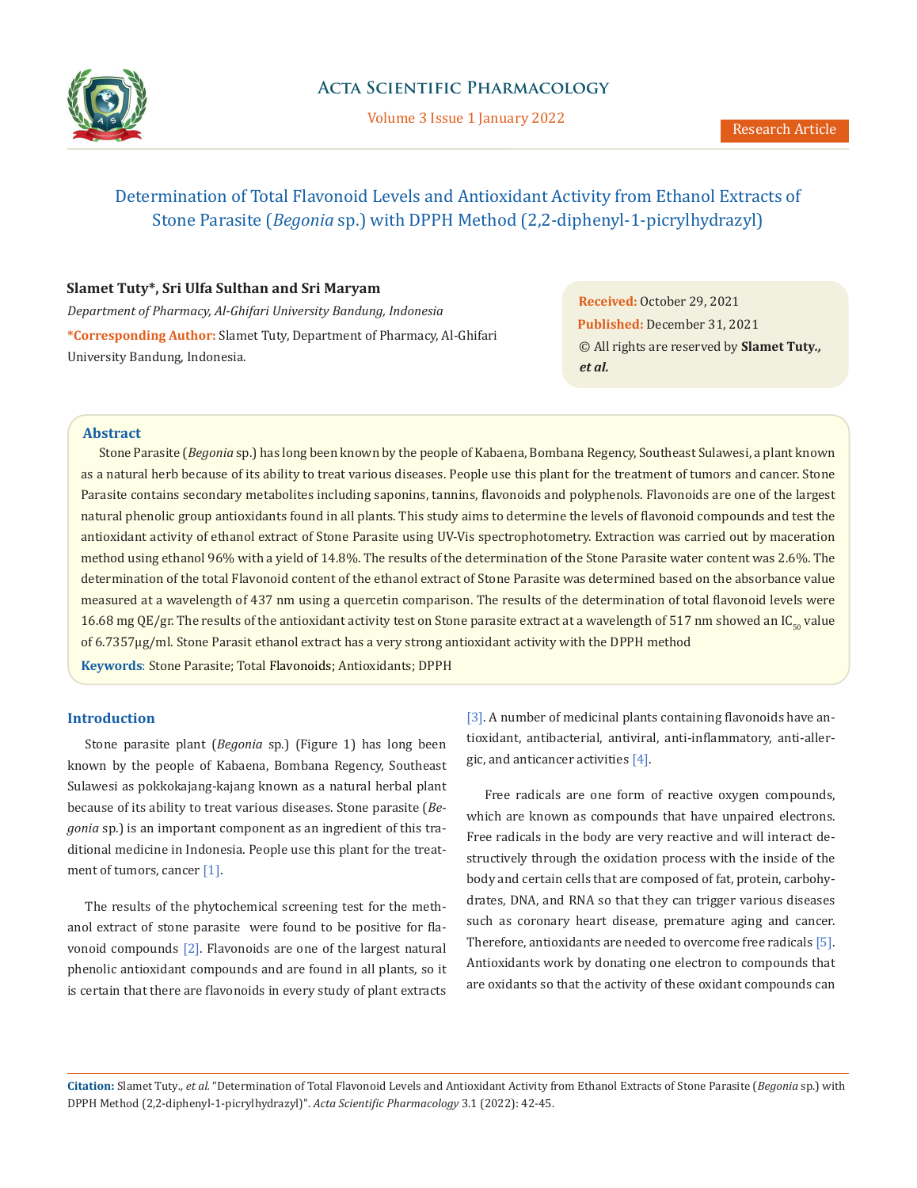# Determination of Total Flavonoid Levels and Antioxidant Activity from Ethanol Extracts of Stone Parasite (*Begonia* sp.) with DPPH Method (2,2-diphenyl-1-picrylhydrazyl)

**Slamet Tuty\*, Sri Ulfa Sulthan and Sri Maryam**

*Department of Pharmacy, Al-Ghifari University Bandung, Indonesia*

**\*Corresponding Author:** Slamet Tuty, Department of Pharmacy, Al-Ghifari University Bandung, Indonesia.

**Received:** October 29, 2021
**Published:** December 31, 2021
© All rights are reserved by **Slamet Tuty., *et al.***

## Abstract

Stone Parasite (*Begonia* sp.) has long been known by the people of Kabaena, Bombana Regency, Southeast Sulawesi, a plant known as a natural herb because of its ability to treat various diseases. People use this plant for the treatment of tumors and cancer. Stone Parasite contains secondary metabolites including saponins, tannins, flavonoids and polyphenols. Flavonoids are one of the largest natural phenolic group antioxidants found in all plants. This study aims to determine the levels of flavonoid compounds and test the antioxidant activity of ethanol extract of Stone Parasite using UV-Vis spectrophotometry. Extraction was carried out by maceration method using ethanol 96% with a yield of 14.8%. The results of the determination of the Stone Parasite water content was 2.6%. The determination of the total Flavonoid content of the ethanol extract of Stone Parasite was determined based on the absorbance value measured at a wavelength of 437 nm using a quercetin comparison. The results of the determination of total flavonoid levels were 16.68 mg QE/gr. The results of the antioxidant activity test on Stone parasite extract at a wavelength of 517 nm showed an $IC_{50}$ value of 6.7357µg/ml. Stone Parasit ethanol extract has a very strong antioxidant activity with the DPPH method

**Keywords**: Stone Parasite; Total Flavonoids; Antioxidants; DPPH

## Introduction

Stone parasite plant (*Begonia* sp.) (Figure 1) has long been known by the people of Kabaena, Bombana Regency, Southeast Sulawesi as pokkokajang-kajang known as a natural herbal plant because of its ability to treat various diseases. Stone parasite (*Begonia* sp.) is an important component as an ingredient of this traditional medicine in Indonesia. People use this plant for the treatment of tumors, cancer [1].

The results of the phytochemical screening test for the methanol extract of stone parasite were found to be positive for flavonoid compounds [2]. Flavonoids are one of the largest natural phenolic antioxidant compounds and are found in all plants, so it is certain that there are flavonoids in every study of plant extracts [3]. A number of medicinal plants containing flavonoids have antioxidant, antibacterial, antiviral, anti-inflammatory, anti-allergic, and anticancer activities [4].

Free radicals are one form of reactive oxygen compounds, which are known as compounds that have unpaired electrons. Free radicals in the body are very reactive and will interact destructively through the oxidation process with the inside of the body and certain cells that are composed of fat, protein, carbohydrates, DNA, and RNA so that they can trigger various diseases such as coronary heart disease, premature aging and cancer. Therefore, antioxidants are needed to overcome free radicals [5]. Antioxidants work by donating one electron to compounds that are oxidants so that the activity of these oxidant compounds can

**Citation:** Slamet Tuty., *et al.* "Determination of Total Flavonoid Levels and Antioxidant Activity from Ethanol Extracts of Stone Parasite (*Begonia* sp.) with DPPH Method (2,2-diphenyl-1-picrylhydrazyl)". *Acta Scientific Pharmacology* 3.1 (2022): 42-45.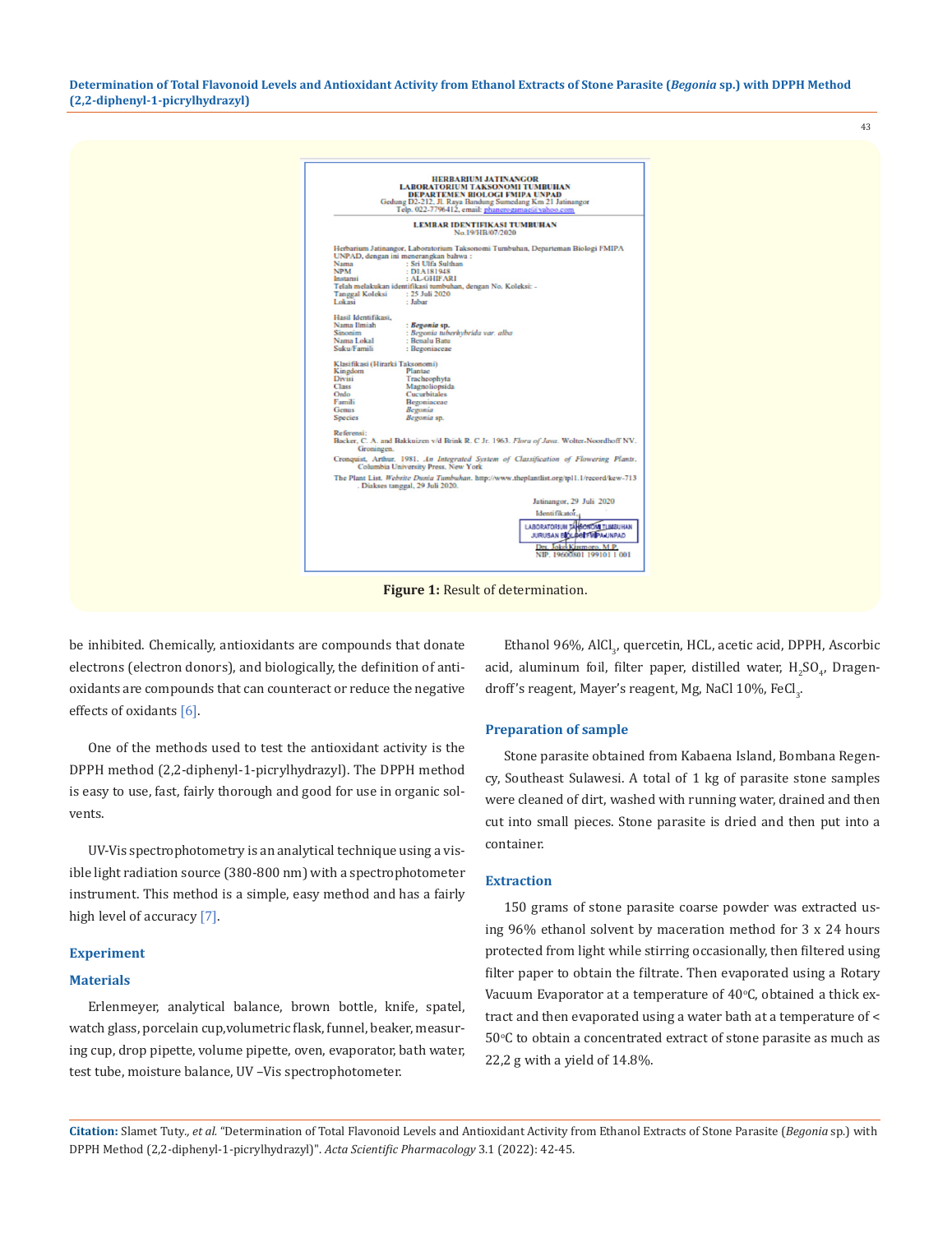Figure 1: Result of determination.

be inhibited. Chemically, antioxidants are compounds that donate electrons (electron donors), and biologically, the definition of antioxidants are compounds that can counteract or reduce the negative effects of oxidants [6].

One of the methods used to test the antioxidant activity is the DPPH method (2,2-diphenyl-1-picrylhydrazyl). The DPPH method is easy to use, fast, fairly thorough and good for use in organic solvents.

UV-Vis spectrophotometry is an analytical technique using a visible light radiation source (380-800 nm) with a spectrophotometer instrument. This method is a simple, easy method and has a fairly high level of accuracy [7].

## Experiment

### Materials

Erlenmeyer, analytical balance, brown bottle, knife, spatel, watch glass, porcelain cup, volumetric flask, funnel, beaker, measuring cup, drop pipette, volume pipette, oven, evaporator, bath water, test tube, moisture balance, UV –Vis spectrophotometer.

Ethanol 96%, $AlCl_3$, quercetin, HCL, acetic acid, DPPH, Ascorbic acid, aluminum foil, filter paper, distilled water, $H_2SO_4$, Dragendroff's reagent, Mayer's reagent, Mg, NaCl 10%, $FeCl_3$.

### Preparation of sample

Stone parasite obtained from Kabaena Island, Bombana Regency, Southeast Sulawesi. A total of 1 kg of parasite stone samples were cleaned of dirt, washed with running water, drained and then cut into small pieces. Stone parasite is dried and then put into a container.

### Extraction

150 grams of stone parasite coarse powder was extracted using 96% ethanol solvent by maceration method for 3 x 24 hours protected from light while stirring occasionally, then filtered using filter paper to obtain the filtrate. Then evaporated using a Rotary Vacuum Evaporator at a temperature of 40°C, obtained a thick extract and then evaporated using a water bath at a temperature of < 50°C to obtain a concentrated extract of stone parasite as much as 22,2 g with a yield of 14.8%.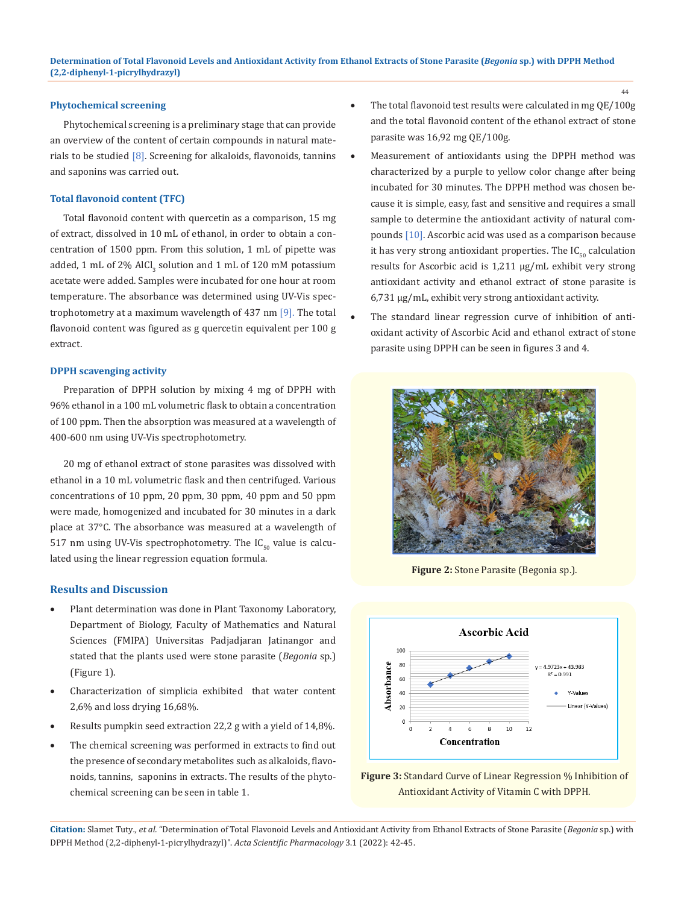### Phytochemical screening

Phytochemical screening is a preliminary stage that can provide an overview of the content of certain compounds in natural materials to be studied [8]. Screening for alkaloids, flavonoids, tannins and saponins was carried out.

### Total flavonoid content (TFC)

Total flavonoid content with quercetin as a comparison, 15 mg of extract, dissolved in 10 mL of ethanol, in order to obtain a concentration of 1500 ppm. From this solution, 1 mL of pipette was added, 1 mL of 2% $AlCl_3$ solution and 1 mL of 120 mM potassium acetate were added. Samples were incubated for one hour at room temperature. The absorbance was determined using UV-Vis spectrophotometry at a maximum wavelength of 437 nm [9]. The total flavonoid content was figured as g quercetin equivalent per 100 g extract.

### DPPH scavenging activity

Preparation of DPPH solution by mixing 4 mg of DPPH with 96% ethanol in a 100 mL volumetric flask to obtain a concentration of 100 ppm. Then the absorption was measured at a wavelength of 400-600 nm using UV-Vis spectrophotometry.

20 mg of ethanol extract of stone parasites was dissolved with ethanol in a 10 mL volumetric flask and then centrifuged. Various concentrations of 10 ppm, 20 ppm, 30 ppm, 40 ppm and 50 ppm were made, homogenized and incubated for 30 minutes in a dark place at 37°C. The absorbance was measured at a wavelength of 517 nm using UV-Vis spectrophotometry. The $IC_{50}$ value is calculated using the linear regression equation formula.

## Results and Discussion

- Plant determination was done in Plant Taxonomy Laboratory, Department of Biology, Faculty of Mathematics and Natural Sciences (FMIPA) Universitas Padjadjaran Jatinangor and stated that the plants used were stone parasite (*Begonia* sp.) (Figure 1).
- Characterization of simplicia exhibited that water content 2,6% and loss drying 16,68%.
- Results pumpkin seed extraction 22,2 g with a yield of 14,8%.
- The chemical screening was performed in extracts to find out the presence of secondary metabolites such as alkaloids, flavonoids, tannins, saponins in extracts. The results of the phytochemical screening can be seen in table 1.
- The total flavonoid test results were calculated in mg QE/100g and the total flavonoid content of the ethanol extract of stone parasite was 16,92 mg QE/100g.
- Measurement of antioxidants using the DPPH method was characterized by a purple to yellow color change after being incubated for 30 minutes. The DPPH method was chosen because it is simple, easy, fast and sensitive and requires a small sample to determine the antioxidant activity of natural compounds [10]. Ascorbic acid was used as a comparison because it has very strong antioxidant properties. The $IC_{50}$ calculation results for Ascorbic acid is 1,211 µg/mL exhibit very strong antioxidant activity and ethanol extract of stone parasite is 6,731 µg/mL, exhibit very strong antioxidant activity.
- The standard linear regression curve of inhibition of antioxidant activity of Ascorbic Acid and ethanol extract of stone parasite using DPPH can be seen in figures 3 and 4.

**Figure 2:** Stone Parasite (Begonia sp.).

**Figure 3:** Standard Curve of Linear Regression % Inhibition of Antioxidant Activity of Vitamin C with DPPH.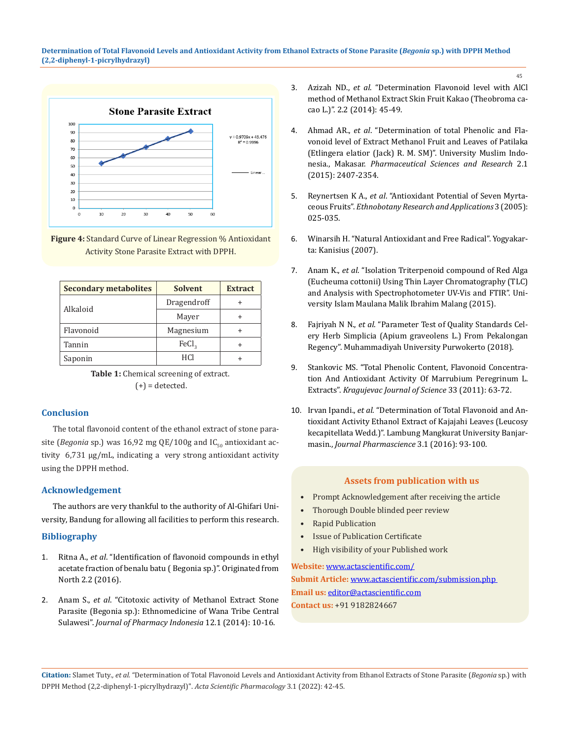Stone Parasite Extract

100
90
80
70
60
50
40
30
20
10
0

0 10 20 30 40 50 60

y = 0.9709x + 43.476
R² = 0.9996

Linear...

**Figure 4:** Standard Curve of Linear Regression % Antioxidant Activity Stone Parasite Extract with DPPH.

| Secondary metabolites | Solvent | Extract |
|---|---|---|
| Alkaloid | Dragendroff | + |
| | Mayer | + |
| Flavonoid | Magnesium | + |
| Tannin | $FeCl_3$ | + |
| Saponin | HCl | + |

**Table 1:** Chemical screening of extract.
(+) = detected.

## Conclusion

The total flavonoid content of the ethanol extract of stone parasite (*Begonia* sp.) was 16,92 mg QE/100g and $IC_{50}$ antioxidant activity 6,731 μg/mL, indicating a very strong antioxidant activity using the DPPH method.

## Acknowledgement

The authors are very thankful to the authority of Al-Ghifari University, Bandung for allowing all facilities to perform this research.

## Bibliography

1. Ritna A., *et al*. "Identification of flavonoid compounds in ethyl acetate fraction of benalu batu ( Begonia sp.)". Originated from North 2.2 (2016).
2. Anam S., *et al*. "Citotoxic activity of Methanol Extract Stone Parasite (Begonia sp.): Ethnomedicine of Wana Tribe Central Sulawesi". *Journal of Pharmacy Indonesia* 12.1 (2014): 10-16.
3. Azizah ND., *et al*. "Determination Flavonoid level with AlCl method of Methanol Extract Skin Fruit Kakao (Theobroma cacao L.)". 2.2 (2014): 45-49.
4. Ahmad AR., *et al*. "Determination of total Phenolic and Flavonoid level of Extract Methanol Fruit and Leaves of Patilaka (Etlingera elatior (Jack) R. M. SM)". University Muslim Indonesia., Makasar. *Pharmaceutical Sciences and Research* 2.1 (2015): 2407-2354.
5. Reynertsen K A., *et al*. "Antioxidant Potential of Seven Myrtaceous Fruits". *Ethnobotany Research and Applications* 3 (2005): 025-035.
6. Winarsih H. "Natural Antioxidant and Free Radical". Yogyakarta: Kanisius (2007).
7. Anam K., *et al*. "Isolation Triterpenoid compound of Red Alga (Eucheuma cottonii) Using Thin Layer Chromatography (TLC) and Analysis with Spectrophotometer UV-Vis and FTIR". University Islam Maulana Malik Ibrahim Malang (2015).
8. Fajriyah N N., *et al*. "Parameter Test of Quality Standards Celery Herb Simplicia (Apium graveolens L.) From Pekalongan Regency". Muhammadiyah University Purwokerto (2018).
9. Stankovic MS. "Total Phenolic Content, Flavonoid Concentration And Antioxidant Activity Of Marrubium Peregrinum L. Extracts". *Kragujevac Journal of Science* 33 (2011): 63-72.
10. Irvan Ipandi., *et al*. "Determination of Total Flavonoid and Antioxidant Activity Ethanol Extract of Kajajahi Leaves (Leucosy kecapitellata Wedd.)". Lambung Mangkurat University Banjarmasin., *Journal Pharmascience* 3.1 (2016): 93-100.

**Assets from publication with us**

- Prompt Acknowledgement after receiving the article
- Thorough Double blinded peer review
- Rapid Publication
- Issue of Publication Certificate
- High visibility of your Published work

**Website:** www.actascientific.com/
**Submit Article:** www.actascientific.com/submission.php
**Email us:** editor@actascientific.com
**Contact us:** +91 9182824667